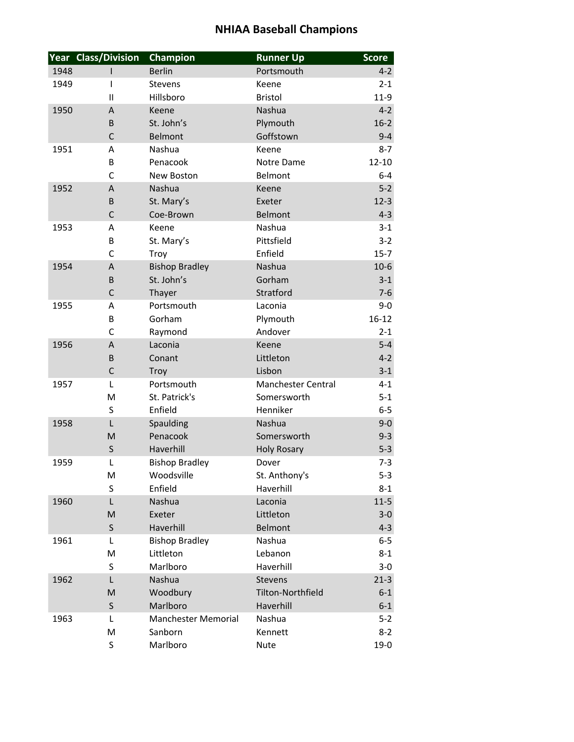# NHIAA Baseball Champions

| Year | Class/Division | Champion | Runner Up | Score |
|---|---|---|---|---|
| 1948 | I | Berlin | Portsmouth | 4-2 |
| 1949 | I | Stevens | Keene | 2-1 |
| | II | Hillsboro | Bristol | 11-9 |
| 1950 | A | Keene | Nashua | 4-2 |
| | B | St. John’s | Plymouth | 16-2 |
| | C | Belmont | Goffstown | 9-4 |
| 1951 | A | Nashua | Keene | 8-7 |
| | B | Penacook | Notre Dame | 12-10 |
| | C | New Boston | Belmont | 6-4 |
| 1952 | A | Nashua | Keene | 5-2 |
| | B | St. Mary’s | Exeter | 12-3 |
| | C | Coe-Brown | Belmont | 4-3 |
| 1953 | A | Keene | Nashua | 3-1 |
| | B | St. Mary’s | Pittsfield | 3-2 |
| | C | Troy | Enfield | 15-7 |
| 1954 | A | Bishop Bradley | Nashua | 10-6 |
| | B | St. John’s | Gorham | 3-1 |
| | C | Thayer | Stratford | 7-6 |
| 1955 | A | Portsmouth | Laconia | 9-0 |
| | B | Gorham | Plymouth | 16-12 |
| | C | Raymond | Andover | 2-1 |
| 1956 | A | Laconia | Keene | 5-4 |
| | B | Conant | Littleton | 4-2 |
| | C | Troy | Lisbon | 3-1 |
| 1957 | L | Portsmouth | Manchester Central | 4-1 |
| | M | St. Patrick's | Somersworth | 5-1 |
| | S | Enfield | Henniker | 6-5 |
| 1958 | L | Spaulding | Nashua | 9-0 |
| | M | Penacook | Somersworth | 9-3 |
| | S | Haverhill | Holy Rosary | 5-3 |
| 1959 | L | Bishop Bradley | Dover | 7-3 |
| | M | Woodsville | St. Anthony's | 5-3 |
| | S | Enfield | Haverhill | 8-1 |
| 1960 | L | Nashua | Laconia | 11-5 |
| | M | Exeter | Littleton | 3-0 |
| | S | Haverhill | Belmont | 4-3 |
| 1961 | L | Bishop Bradley | Nashua | 6-5 |
| | M | Littleton | Lebanon | 8-1 |
| | S | Marlboro | Haverhill | 3-0 |
| 1962 | L | Nashua | Stevens | 21-3 |
| | M | Woodbury | Tilton-Northfield | 6-1 |
| | S | Marlboro | Haverhill | 6-1 |
| 1963 | L | Manchester Memorial | Nashua | 5-2 |
| | M | Sanborn | Kennett | 8-2 |
| | S | Marlboro | Nute | 19-0 |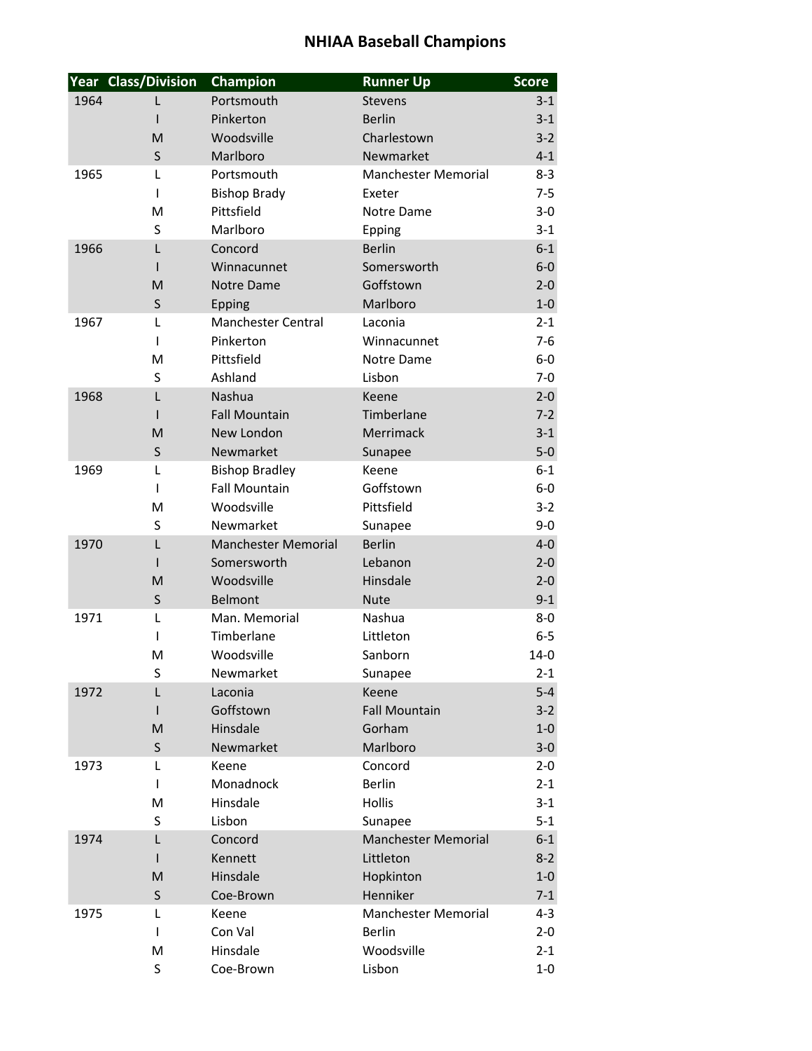# NHIAA Baseball Champions

| Year | Class/Division | Champion | Runner Up | Score |
|---|---|---|---|---|
| 1964 | L | Portsmouth | Stevens | 3-1 |
| | I | Pinkerton | Berlin | 3-1 |
| | M | Woodsville | Charlestown | 3-2 |
| | S | Marlboro | Newmarket | 4-1 |
| 1965 | L | Portsmouth | Manchester Memorial | 8-3 |
| | I | Bishop Brady | Exeter | 7-5 |
| | M | Pittsfield | Notre Dame | 3-0 |
| | S | Marlboro | Epping | 3-1 |
| 1966 | L | Concord | Berlin | 6-1 |
| | I | Winnacunnet | Somersworth | 6-0 |
| | M | Notre Dame | Goffstown | 2-0 |
| | S | Epping | Marlboro | 1-0 |
| 1967 | L | Manchester Central | Laconia | 2-1 |
| | I | Pinkerton | Winnacunnet | 7-6 |
| | M | Pittsfield | Notre Dame | 6-0 |
| | S | Ashland | Lisbon | 7-0 |
| 1968 | L | Nashua | Keene | 2-0 |
| | I | Fall Mountain | Timberlane | 7-2 |
| | M | New London | Merrimack | 3-1 |
| | S | Newmarket | Sunapee | 5-0 |
| 1969 | L | Bishop Bradley | Keene | 6-1 |
| | I | Fall Mountain | Goffstown | 6-0 |
| | M | Woodsville | Pittsfield | 3-2 |
| | S | Newmarket | Sunapee | 9-0 |
| 1970 | L | Manchester Memorial | Berlin | 4-0 |
| | I | Somersworth | Lebanon | 2-0 |
| | M | Woodsville | Hinsdale | 2-0 |
| | S | Belmont | Nute | 9-1 |
| 1971 | L | Man. Memorial | Nashua | 8-0 |
| | I | Timberlane | Littleton | 6-5 |
| | M | Woodsville | Sanborn | 14-0 |
| | S | Newmarket | Sunapee | 2-1 |
| 1972 | L | Laconia | Keene | 5-4 |
| | I | Goffstown | Fall Mountain | 3-2 |
| | M | Hinsdale | Gorham | 1-0 |
| | S | Newmarket | Marlboro | 3-0 |
| 1973 | L | Keene | Concord | 2-0 |
| | I | Monadnock | Berlin | 2-1 |
| | M | Hinsdale | Hollis | 3-1 |
| | S | Lisbon | Sunapee | 5-1 |
| 1974 | L | Concord | Manchester Memorial | 6-1 |
| | I | Kennett | Littleton | 8-2 |
| | M | Hinsdale | Hopkinton | 1-0 |
| | S | Coe-Brown | Henniker | 7-1 |
| 1975 | L | Keene | Manchester Memorial | 4-3 |
| | I | Con Val | Berlin | 2-0 |
| | M | Hinsdale | Woodsville | 2-1 |
| | S | Coe-Brown | Lisbon | 1-0 |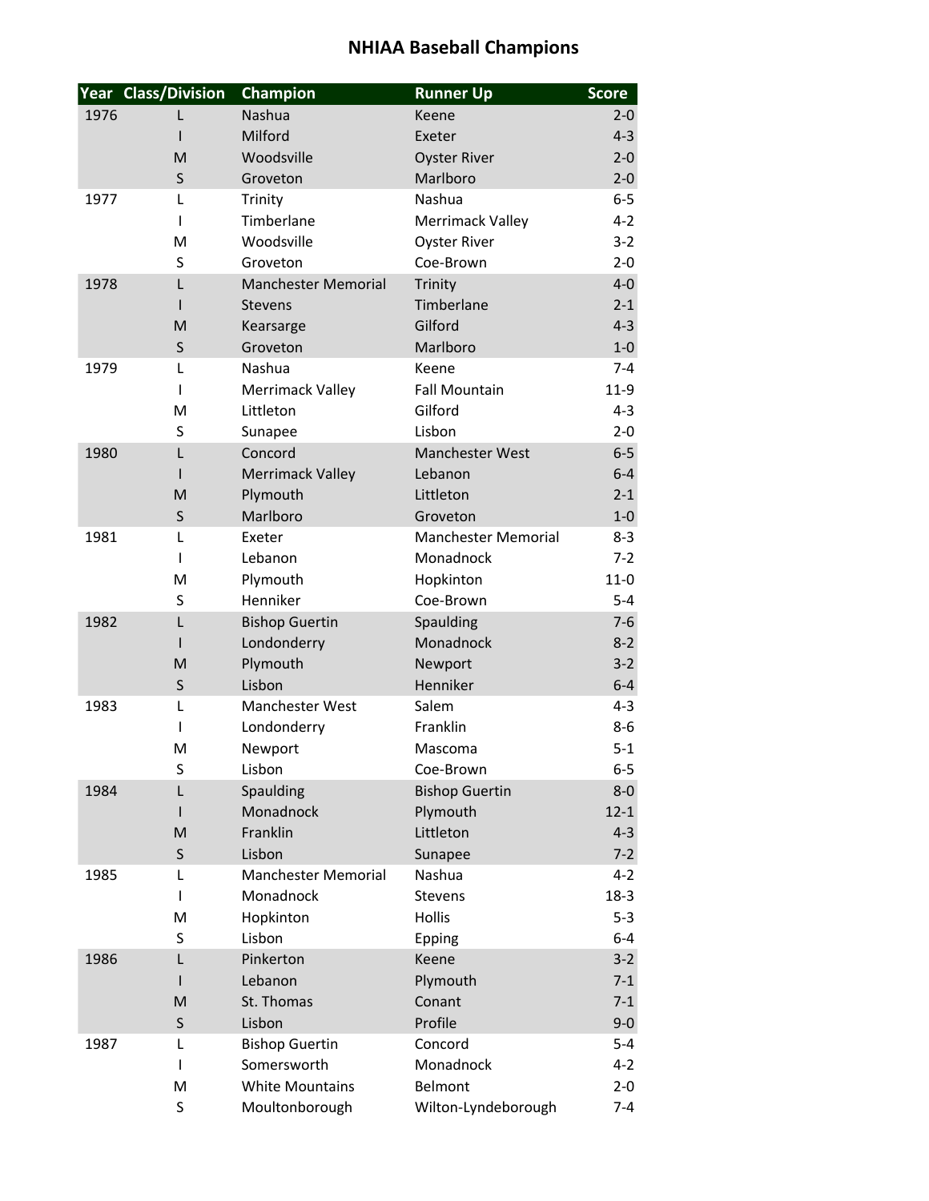# NHIAA Baseball Champions

| Year | Class/Division | Champion | Runner Up | Score |
|---|---|---|---|---|
| 1976 | L | Nashua | Keene | 2-0 |
| | I | Milford | Exeter | 4-3 |
| | M | Woodsville | Oyster River | 2-0 |
| | S | Groveton | Marlboro | 2-0 |
| 1977 | L | Trinity | Nashua | 6-5 |
| | I | Timberlane | Merrimack Valley | 4-2 |
| | M | Woodsville | Oyster River | 3-2 |
| | S | Groveton | Coe-Brown | 2-0 |
| 1978 | L | Manchester Memorial | Trinity | 4-0 |
| | I | Stevens | Timberlane | 2-1 |
| | M | Kearsarge | Gilford | 4-3 |
| | S | Groveton | Marlboro | 1-0 |
| 1979 | L | Nashua | Keene | 7-4 |
| | I | Merrimack Valley | Fall Mountain | 11-9 |
| | M | Littleton | Gilford | 4-3 |
| | S | Sunapee | Lisbon | 2-0 |
| 1980 | L | Concord | Manchester West | 6-5 |
| | I | Merrimack Valley | Lebanon | 6-4 |
| | M | Plymouth | Littleton | 2-1 |
| | S | Marlboro | Groveton | 1-0 |
| 1981 | L | Exeter | Manchester Memorial | 8-3 |
| | I | Lebanon | Monadnock | 7-2 |
| | M | Plymouth | Hopkinton | 11-0 |
| | S | Henniker | Coe-Brown | 5-4 |
| 1982 | L | Bishop Guertin | Spaulding | 7-6 |
| | I | Londonderry | Monadnock | 8-2 |
| | M | Plymouth | Newport | 3-2 |
| | S | Lisbon | Henniker | 6-4 |
| 1983 | L | Manchester West | Salem | 4-3 |
| | I | Londonderry | Franklin | 8-6 |
| | M | Newport | Mascoma | 5-1 |
| | S | Lisbon | Coe-Brown | 6-5 |
| 1984 | L | Spaulding | Bishop Guertin | 8-0 |
| | I | Monadnock | Plymouth | 12-1 |
| | M | Franklin | Littleton | 4-3 |
| | S | Lisbon | Sunapee | 7-2 |
| 1985 | L | Manchester Memorial | Nashua | 4-2 |
| | I | Monadnock | Stevens | 18-3 |
| | M | Hopkinton | Hollis | 5-3 |
| | S | Lisbon | Epping | 6-4 |
| 1986 | L | Pinkerton | Keene | 3-2 |
| | I | Lebanon | Plymouth | 7-1 |
| | M | St. Thomas | Conant | 7-1 |
| | S | Lisbon | Profile | 9-0 |
| 1987 | L | Bishop Guertin | Concord | 5-4 |
| | I | Somersworth | Monadnock | 4-2 |
| | M | White Mountains | Belmont | 2-0 |
| | S | Moultonborough | Wilton-Lyndeborough | 7-4 |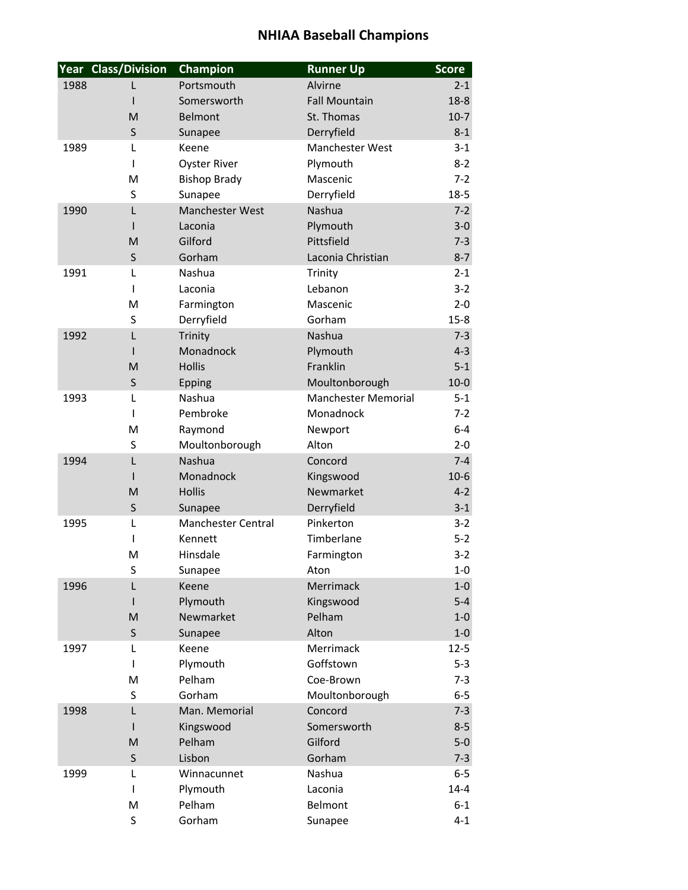# NHIAA Baseball Champions

| Year | Class/Division | Champion | Runner Up | Score |
|---|---|---|---|---|
| 1988 | L | Portsmouth | Alvirne | 2-1 |
| | I | Somersworth | Fall Mountain | 18-8 |
| | M | Belmont | St. Thomas | 10-7 |
| | S | Sunapee | Derryfield | 8-1 |
| 1989 | L | Keene | Manchester West | 3-1 |
| | I | Oyster River | Plymouth | 8-2 |
| | M | Bishop Brady | Mascenic | 7-2 |
| | S | Sunapee | Derryfield | 18-5 |
| 1990 | L | Manchester West | Nashua | 7-2 |
| | I | Laconia | Plymouth | 3-0 |
| | M | Gilford | Pittsfield | 7-3 |
| | S | Gorham | Laconia Christian | 8-7 |
| 1991 | L | Nashua | Trinity | 2-1 |
| | I | Laconia | Lebanon | 3-2 |
| | M | Farmington | Mascenic | 2-0 |
| | S | Derryfield | Gorham | 15-8 |
| 1992 | L | Trinity | Nashua | 7-3 |
| | I | Monadnock | Plymouth | 4-3 |
| | M | Hollis | Franklin | 5-1 |
| | S | Epping | Moultonborough | 10-0 |
| 1993 | L | Nashua | Manchester Memorial | 5-1 |
| | I | Pembroke | Monadnock | 7-2 |
| | M | Raymond | Newport | 6-4 |
| | S | Moultonborough | Alton | 2-0 |
| 1994 | L | Nashua | Concord | 7-4 |
| | I | Monadnock | Kingswood | 10-6 |
| | M | Hollis | Newmarket | 4-2 |
| | S | Sunapee | Derryfield | 3-1 |
| 1995 | L | Manchester Central | Pinkerton | 3-2 |
| | I | Kennett | Timberlane | 5-2 |
| | M | Hinsdale | Farmington | 3-2 |
| | S | Sunapee | Aton | 1-0 |
| 1996 | L | Keene | Merrimack | 1-0 |
| | I | Plymouth | Kingswood | 5-4 |
| | M | Newmarket | Pelham | 1-0 |
| | S | Sunapee | Alton | 1-0 |
| 1997 | L | Keene | Merrimack | 12-5 |
| | I | Plymouth | Goffstown | 5-3 |
| | M | Pelham | Coe-Brown | 7-3 |
| | S | Gorham | Moultonborough | 6-5 |
| 1998 | L | Man. Memorial | Concord | 7-3 |
| | I | Kingswood | Somersworth | 8-5 |
| | M | Pelham | Gilford | 5-0 |
| | S | Lisbon | Gorham | 7-3 |
| 1999 | L | Winnacunnet | Nashua | 6-5 |
| | I | Plymouth | Laconia | 14-4 |
| | M | Pelham | Belmont | 6-1 |
| | S | Gorham | Sunapee | 4-1 |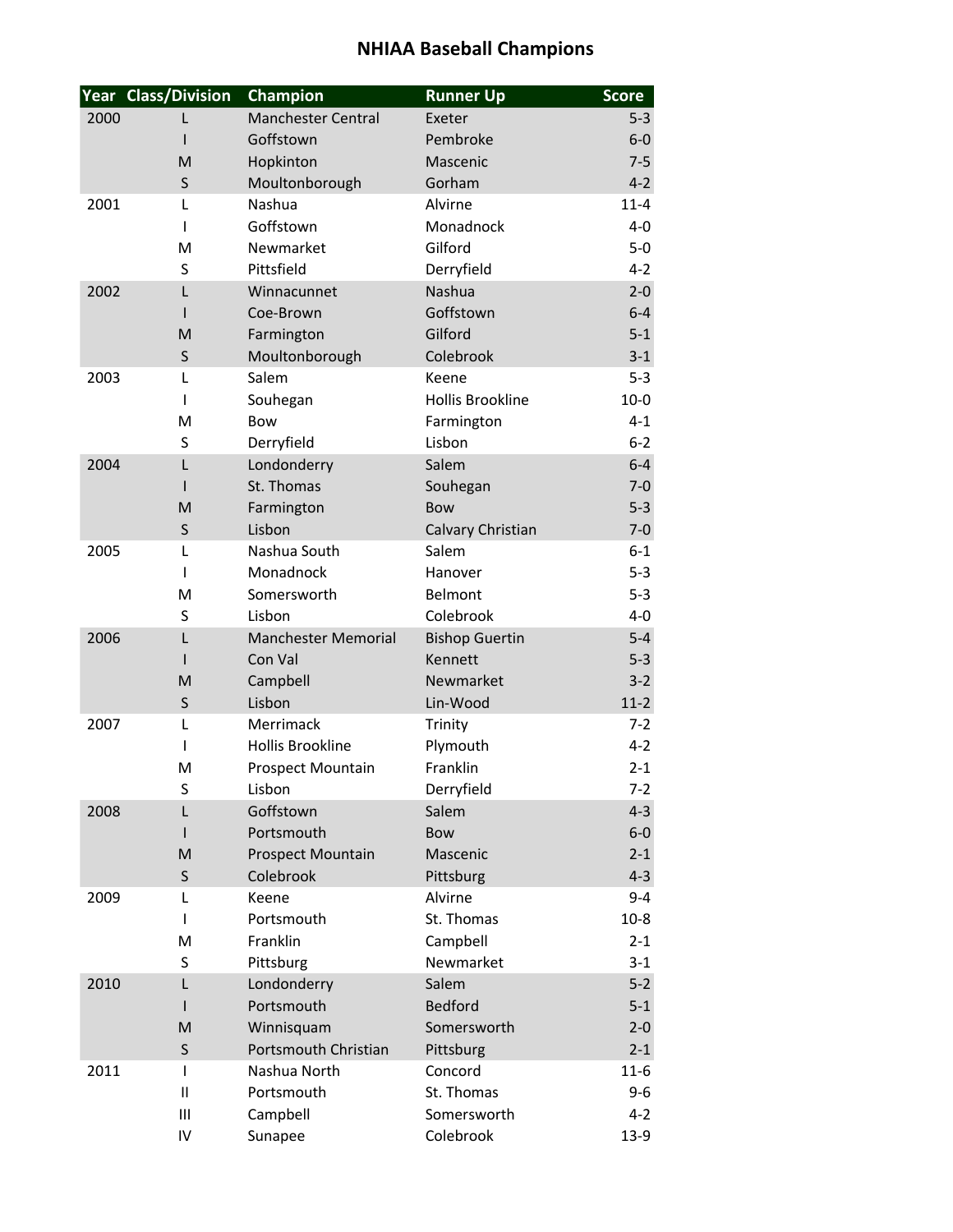# NHIAA Baseball Champions

| Year | Class/Division | Champion | Runner Up | Score |
|---|---|---|---|---|
| 2000 | L | Manchester Central | Exeter | 5-3 |
| | I | Goffstown | Pembroke | 6-0 |
| | M | Hopkinton | Mascenic | 7-5 |
| | S | Moultonborough | Gorham | 4-2 |
| 2001 | L | Nashua | Alvirne | 11-4 |
| | I | Goffstown | Monadnock | 4-0 |
| | M | Newmarket | Gilford | 5-0 |
| | S | Pittsfield | Derryfield | 4-2 |
| 2002 | L | Winnacunnet | Nashua | 2-0 |
| | I | Coe-Brown | Goffstown | 6-4 |
| | M | Farmington | Gilford | 5-1 |
| | S | Moultonborough | Colebrook | 3-1 |
| 2003 | L | Salem | Keene | 5-3 |
| | I | Souhegan | Hollis Brookline | 10-0 |
| | M | Bow | Farmington | 4-1 |
| | S | Derryfield | Lisbon | 6-2 |
| 2004 | L | Londonderry | Salem | 6-4 |
| | I | St. Thomas | Souhegan | 7-0 |
| | M | Farmington | Bow | 5-3 |
| | S | Lisbon | Calvary Christian | 7-0 |
| 2005 | L | Nashua South | Salem | 6-1 |
| | I | Monadnock | Hanover | 5-3 |
| | M | Somersworth | Belmont | 5-3 |
| | S | Lisbon | Colebrook | 4-0 |
| 2006 | L | Manchester Memorial | Bishop Guertin | 5-4 |
| | I | Con Val | Kennett | 5-3 |
| | M | Campbell | Newmarket | 3-2 |
| | S | Lisbon | Lin-Wood | 11-2 |
| 2007 | L | Merrimack | Trinity | 7-2 |
| | I | Hollis Brookline | Plymouth | 4-2 |
| | M | Prospect Mountain | Franklin | 2-1 |
| | S | Lisbon | Derryfield | 7-2 |
| 2008 | L | Goffstown | Salem | 4-3 |
| | I | Portsmouth | Bow | 6-0 |
| | M | Prospect Mountain | Mascenic | 2-1 |
| | S | Colebrook | Pittsburg | 4-3 |
| 2009 | L | Keene | Alvirne | 9-4 |
| | I | Portsmouth | St. Thomas | 10-8 |
| | M | Franklin | Campbell | 2-1 |
| | S | Pittsburg | Newmarket | 3-1 |
| 2010 | L | Londonderry | Salem | 5-2 |
| | I | Portsmouth | Bedford | 5-1 |
| | M | Winnisquam | Somersworth | 2-0 |
| | S | Portsmouth Christian | Pittsburg | 2-1 |
| 2011 | I | Nashua North | Concord | 11-6 |
| | II | Portsmouth | St. Thomas | 9-6 |
| | III | Campbell | Somersworth | 4-2 |
| | IV | Sunapee | Colebrook | 13-9 |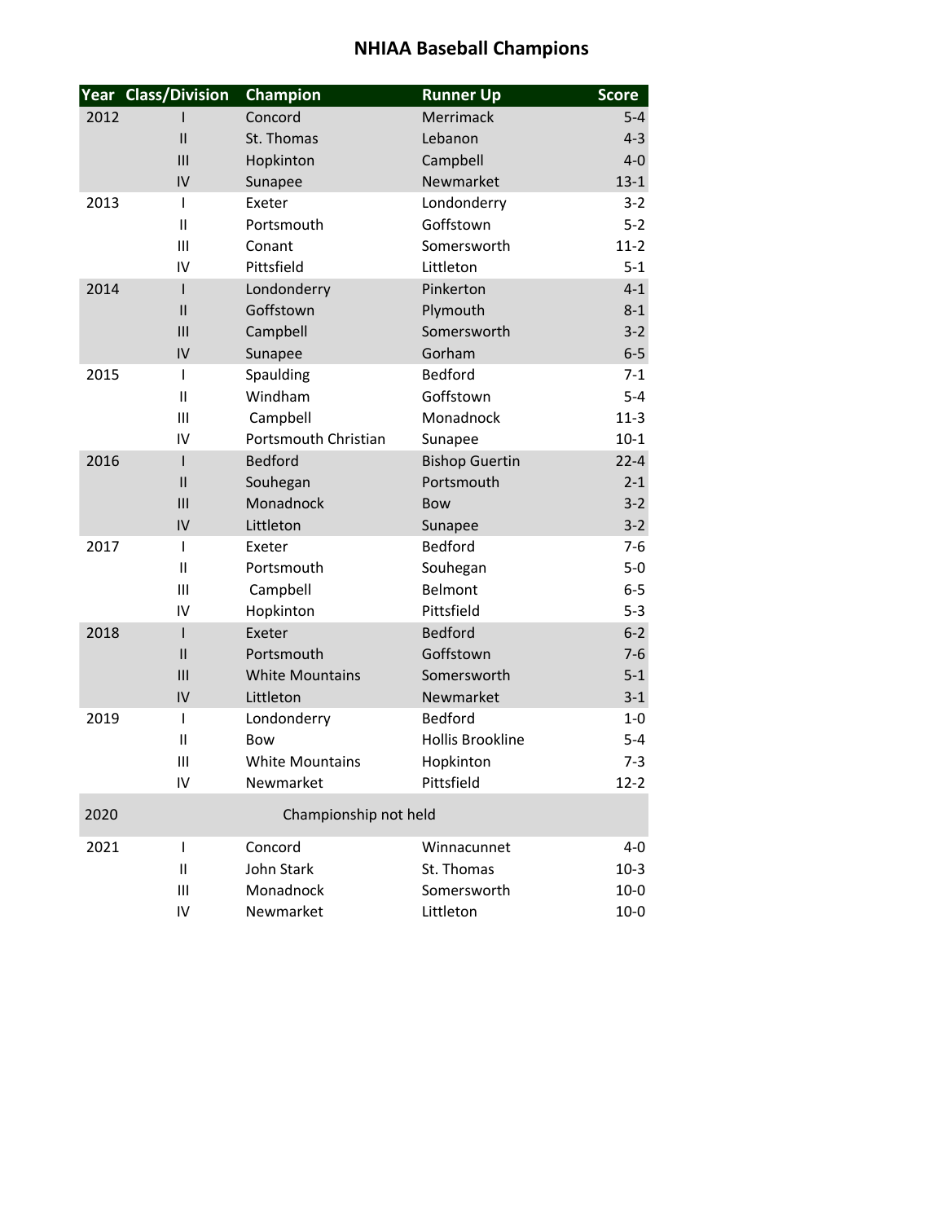# NHIAA Baseball Champions

| Year | Class/Division | Champion | Runner Up | Score |
|---|---|---|---|---|
| 2012 | I | Concord | Merrimack | 5-4 |
| | II | St. Thomas | Lebanon | 4-3 |
| | III | Hopkinton | Campbell | 4-0 |
| | IV | Sunapee | Newmarket | 13-1 |
| 2013 | I | Exeter | Londonderry | 3-2 |
| | II | Portsmouth | Goffstown | 5-2 |
| | III | Conant | Somersworth | 11-2 |
| | IV | Pittsfield | Littleton | 5-1 |
| 2014 | I | Londonderry | Pinkerton | 4-1 |
| | II | Goffstown | Plymouth | 8-1 |
| | III | Campbell | Somersworth | 3-2 |
| | IV | Sunapee | Gorham | 6-5 |
| 2015 | I | Spaulding | Bedford | 7-1 |
| | II | Windham | Goffstown | 5-4 |
| | III | Campbell | Monadnock | 11-3 |
| | IV | Portsmouth Christian | Sunapee | 10-1 |
| 2016 | I | Bedford | Bishop Guertin | 22-4 |
| | II | Souhegan | Portsmouth | 2-1 |
| | III | Monadnock | Bow | 3-2 |
| | IV | Littleton | Sunapee | 3-2 |
| 2017 | I | Exeter | Bedford | 7-6 |
| | II | Portsmouth | Souhegan | 5-0 |
| | III | Campbell | Belmont | 6-5 |
| | IV | Hopkinton | Pittsfield | 5-3 |
| 2018 | I | Exeter | Bedford | 6-2 |
| | II | Portsmouth | Goffstown | 7-6 |
| | III | White Mountains | Somersworth | 5-1 |
| | IV | Littleton | Newmarket | 3-1 |
| 2019 | I | Londonderry | Bedford | 1-0 |
| | II | Bow | Hollis Brookline | 5-4 |
| | III | White Mountains | Hopkinton | 7-3 |
| | IV | Newmarket | Pittsfield | 12-2 |
| 2020 | | Championship not held | | |
| 2021 | I | Concord | Winnacunnet | 4-0 |
| | II | John Stark | St. Thomas | 10-3 |
| | III | Monadnock | Somersworth | 10-0 |
| | IV | Newmarket | Littleton | 10-0 |